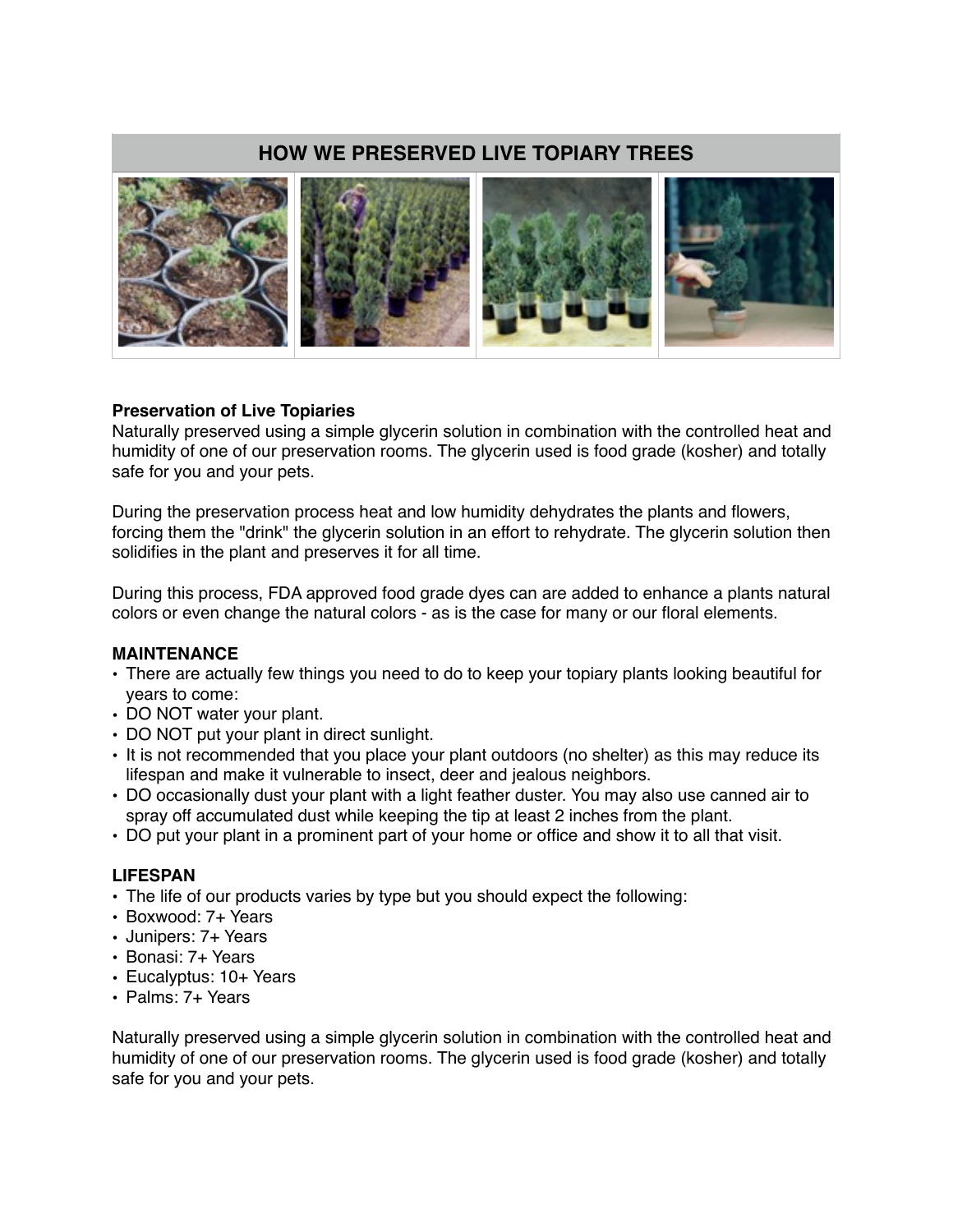# HOW WE PRESERVED LIVE TOPIARY TREES

**Preservation of Live Topiaries**
Naturally preserved using a simple glycerin solution in combination with the controlled heat and humidity of one of our preservation rooms. The glycerin used is food grade (kosher) and totally safe for you and your pets.

During the preservation process heat and low humidity dehydrates the plants and flowers, forcing them the "drink" the glycerin solution in an effort to rehydrate. The glycerin solution then solidifies in the plant and preserves it for all time.

During this process, FDA approved food grade dyes can are added to enhance a plants natural colors or even change the natural colors - as is the case for many or our floral elements.

**MAINTENANCE**

- There are actually few things you need to do to keep your topiary plants looking beautiful for years to come:
- DO NOT water your plant.
- DO NOT put your plant in direct sunlight.
- It is not recommended that you place your plant outdoors (no shelter) as this may reduce its lifespan and make it vulnerable to insect, deer and jealous neighbors.
- DO occasionally dust your plant with a light feather duster. You may also use canned air to spray off accumulated dust while keeping the tip at least 2 inches from the plant.
- DO put your plant in a prominent part of your home or office and show it to all that visit.

**LIFESPAN**

- The life of our products varies by type but you should expect the following:
- Boxwood: 7+ Years
- Junipers: 7+ Years
- Bonasi: 7+ Years
- Eucalyptus: 10+ Years
- Palms: 7+ Years

Naturally preserved using a simple glycerin solution in combination with the controlled heat and humidity of one of our preservation rooms. The glycerin used is food grade (kosher) and totally safe for you and your pets.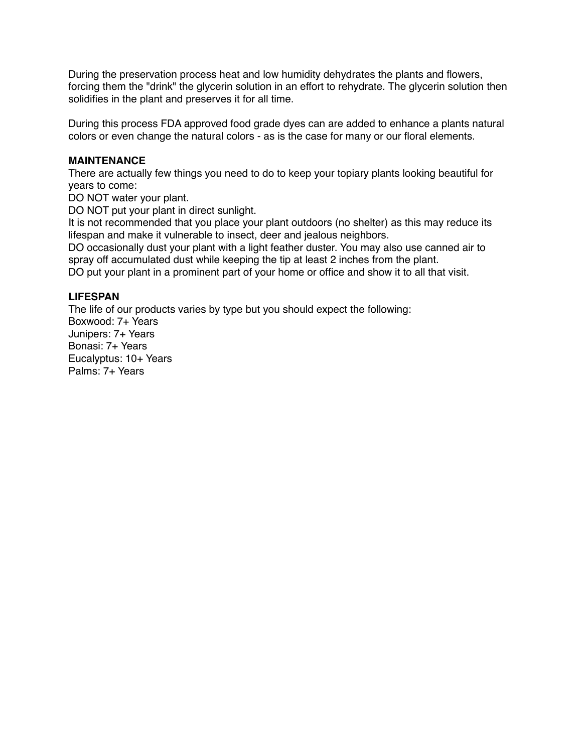During the preservation process heat and low humidity dehydrates the plants and flowers, forcing them the "drink" the glycerin solution in an effort to rehydrate. The glycerin solution then solidifies in the plant and preserves it for all time.

During this process FDA approved food grade dyes can are added to enhance a plants natural colors or even change the natural colors - as is the case for many or our floral elements.

**MAINTENANCE**

There are actually few things you need to do to keep your topiary plants looking beautiful for years to come:

DO NOT water your plant.

DO NOT put your plant in direct sunlight.

It is not recommended that you place your plant outdoors (no shelter) as this may reduce its lifespan and make it vulnerable to insect, deer and jealous neighbors.

DO occasionally dust your plant with a light feather duster. You may also use canned air to spray off accumulated dust while keeping the tip at least 2 inches from the plant.

DO put your plant in a prominent part of your home or office and show it to all that visit.

**LIFESPAN**

The life of our products varies by type but you should expect the following:

Boxwood: 7+ Years

Junipers: 7+ Years

Bonasi: 7+ Years

Eucalyptus: 10+ Years

Palms: 7+ Years